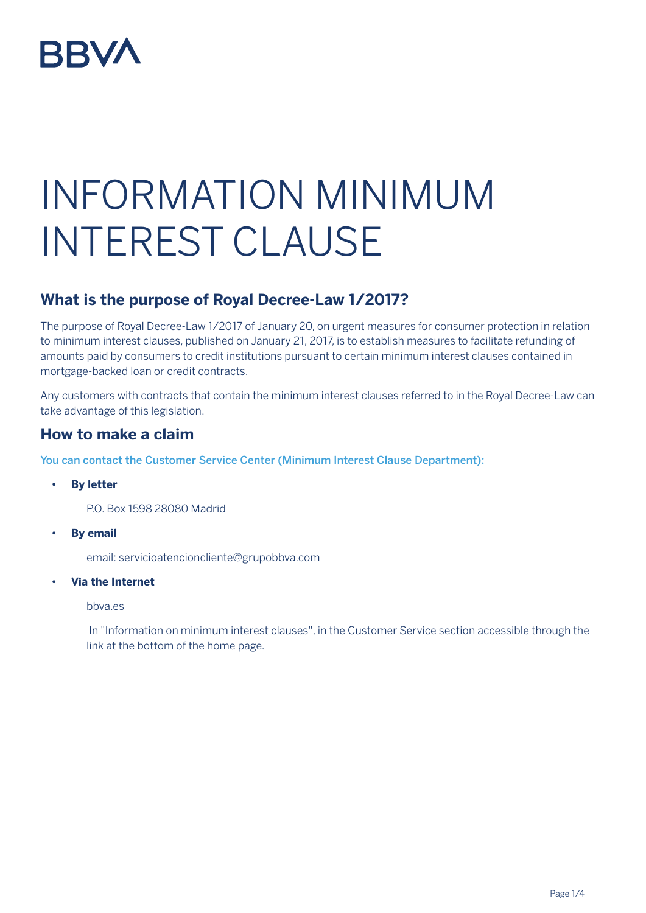BBVA

# INFORMATION MINIMUM INTEREST CLAUSE

## What is the purpose of Royal Decree-Law 1/2017?

The purpose of Royal Decree-Law 1/2017 of January 20, on urgent measures for consumer protection in relation to minimum interest clauses, published on January 21, 2017, is to establish measures to facilitate refunding of amounts paid by consumers to credit institutions pursuant to certain minimum interest clauses contained in mortgage-backed loan or credit contracts.

Any customers with contracts that contain the minimum interest clauses referred to in the Royal Decree-Law can take advantage of this legislation.

## How to make a claim

You can contact the Customer Service Center (Minimum Interest Clause Department):

- **By letter**

  P.O. Box 1598 28080 Madrid

- **By email**

  email: servicioatencioncliente@grupobbva.com

- **Via the Internet**

  bbva.es

  In "Information on minimum interest clauses", in the Customer Service section accessible through the link at the bottom of the home page.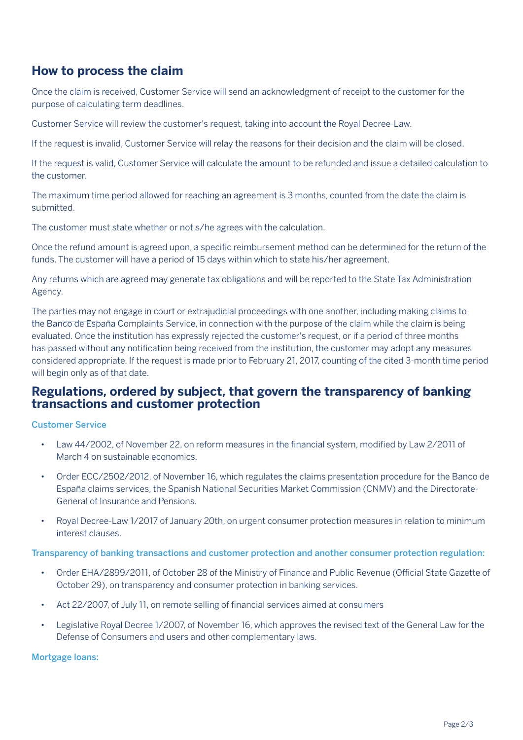## How to process the claim

Once the claim is received, Customer Service will send an acknowledgment of receipt to the customer for the purpose of calculating term deadlines.

Customer Service will review the customer's request, taking into account the Royal Decree-Law.

If the request is invalid, Customer Service will relay the reasons for their decision and the claim will be closed.

If the request is valid, Customer Service will calculate the amount to be refunded and issue a detailed calculation to the customer.

The maximum time period allowed for reaching an agreement is 3 months, counted from the date the claim is submitted.

The customer must state whether or not s/he agrees with the calculation.

Once the refund amount is agreed upon, a specific reimbursement method can be determined for the return of the funds. The customer will have a period of 15 days within which to state his/her agreement.

Any returns which are agreed may generate tax obligations and will be reported to the State Tax Administration Agency.

The parties may not engage in court or extrajudicial proceedings with one another, including making claims to the Banco de España Complaints Service, in connection with the purpose of the claim while the claim is being evaluated. Once the institution has expressly rejected the customer's request, or if a period of three months has passed without any notification being received from the institution, the customer may adopt any measures considered appropriate. If the request is made prior to February 21, 2017, counting of the cited 3-month time period will begin only as of that date.

## Regulations, ordered by subject, that govern the transparency of banking transactions and customer protection

### Customer Service

- Law 44/2002, of November 22, on reform measures in the financial system, modified by Law 2/2011 of March 4 on sustainable economics.
- Order ECC/2502/2012, of November 16, which regulates the claims presentation procedure for the Banco de España claims services, the Spanish National Securities Market Commission (CNMV) and the Directorate-General of Insurance and Pensions.
- Royal Decree-Law 1/2017 of January 20th, on urgent consumer protection measures in relation to minimum interest clauses.

### Transparency of banking transactions and customer protection and another consumer protection regulation:

- Order EHA/2899/2011, of October 28 of the Ministry of Finance and Public Revenue (Official State Gazette of October 29), on transparency and consumer protection in banking services.
- Act 22/2007, of July 11, on remote selling of financial services aimed at consumers
- Legislative Royal Decree 1/2007, of November 16, which approves the revised text of the General Law for the Defense of Consumers and users and other complementary laws.

### Mortgage loans: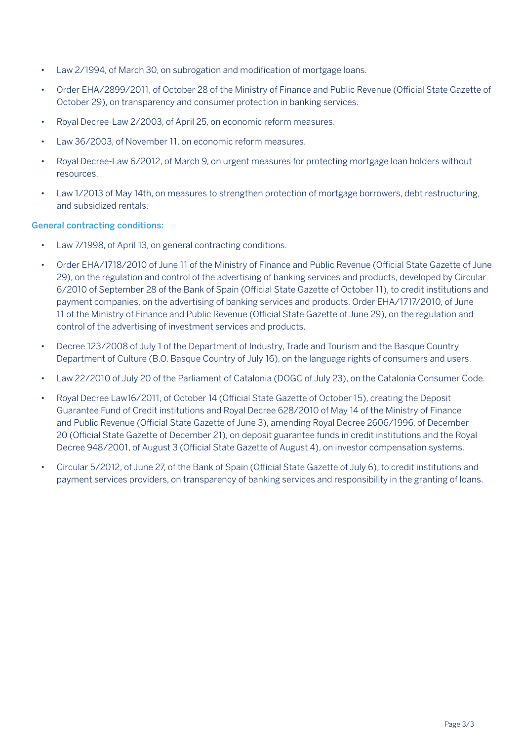- Law 2/1994, of March 30, on subrogation and modification of mortgage loans.
- Order EHA/2899/2011, of October 28 of the Ministry of Finance and Public Revenue (Official State Gazette of October 29), on transparency and consumer protection in banking services.
- Royal Decree-Law 2/2003, of April 25, on economic reform measures.
- Law 36/2003, of November 11, on economic reform measures.
- Royal Decree-Law 6/2012, of March 9, on urgent measures for protecting mortgage loan holders without resources.
- Law 1/2013 of May 14th, on measures to strengthen protection of mortgage borrowers, debt restructuring, and subsidized rentals.

**General contracting conditions:**

- Law 7/1998, of April 13, on general contracting conditions.
- Order EHA/1718/2010 of June 11 of the Ministry of Finance and Public Revenue (Official State Gazette of June 29), on the regulation and control of the advertising of banking services and products, developed by Circular 6/2010 of September 28 of the Bank of Spain (Official State Gazette of October 11), to credit institutions and payment companies, on the advertising of banking services and products. Order EHA/1717/2010, of June 11 of the Ministry of Finance and Public Revenue (Official State Gazette of June 29), on the regulation and control of the advertising of investment services and products.
- Decree 123/2008 of July 1 of the Department of Industry, Trade and Tourism and the Basque Country Department of Culture (B.O. Basque Country of July 16), on the language rights of consumers and users.
- Law 22/2010 of July 20 of the Parliament of Catalonia (DOGC of July 23), on the Catalonia Consumer Code.
- Royal Decree Law16/2011, of October 14 (Official State Gazette of October 15), creating the Deposit Guarantee Fund of Credit institutions and Royal Decree 628/2010 of May 14 of the Ministry of Finance and Public Revenue (Official State Gazette of June 3), amending Royal Decree 2606/1996, of December 20 (Official State Gazette of December 21), on deposit guarantee funds in credit institutions and the Royal Decree 948/2001, of August 3 (Official State Gazette of August 4), on investor compensation systems.
- Circular 5/2012, of June 27, of the Bank of Spain (Official State Gazette of July 6), to credit institutions and payment services providers, on transparency of banking services and responsibility in the granting of loans.